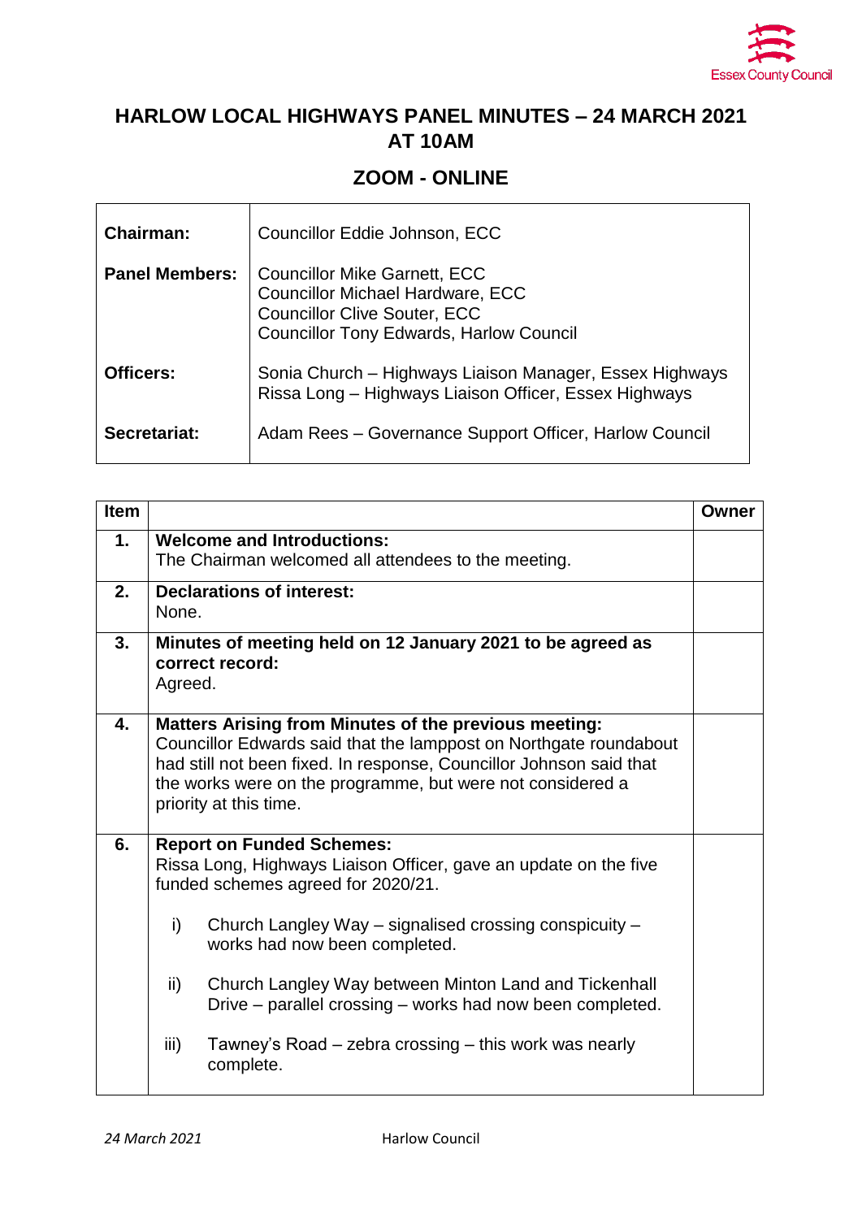# HARLOW LOCAL HIGHWAYS PANEL MINUTES – 24 MARCH 2021 AT 10AM

## ZOOM - ONLINE

| | |
|---|---|
| **Chairman:** | Councillor Eddie Johnson, ECC |
| **Panel Members:** | Councillor Mike Garnett, ECC<br>Councillor Michael Hardware, ECC<br>Councillor Clive Souter, ECC<br>Councillor Tony Edwards, Harlow Council |
| **Officers:** | Sonia Church – Highways Liaison Manager, Essex Highways<br>Rissa Long – Highways Liaison Officer, Essex Highways |
| **Secretariat:** | Adam Rees – Governance Support Officer, Harlow Council |

| Item | | Owner |
|---|---|---|
| **1.** | **Welcome and Introductions:**<br>The Chairman welcomed all attendees to the meeting. | |
| **2.** | **Declarations of interest:**<br>None. | |
| **3.** | **Minutes of meeting held on 12 January 2021 to be agreed as correct record:**<br>Agreed. | |
| **4.** | **Matters Arising from Minutes of the previous meeting:**<br>Councillor Edwards said that the lamppost on Northgate roundabout had still not been fixed. In response, Councillor Johnson said that the works were on the programme, but were not considered a priority at this time. | |
| **6.** | **Report on Funded Schemes:**<br>Rissa Long, Highways Liaison Officer, gave an update on the five funded schemes agreed for 2020/21.<br><br>i) Church Langley Way – signalised crossing conspicuity – works had now been completed.<br><br>ii) Church Langley Way between Minton Land and Tickenhall Drive – parallel crossing – works had now been completed.<br><br>iii) Tawney's Road – zebra crossing – this work was nearly complete. | |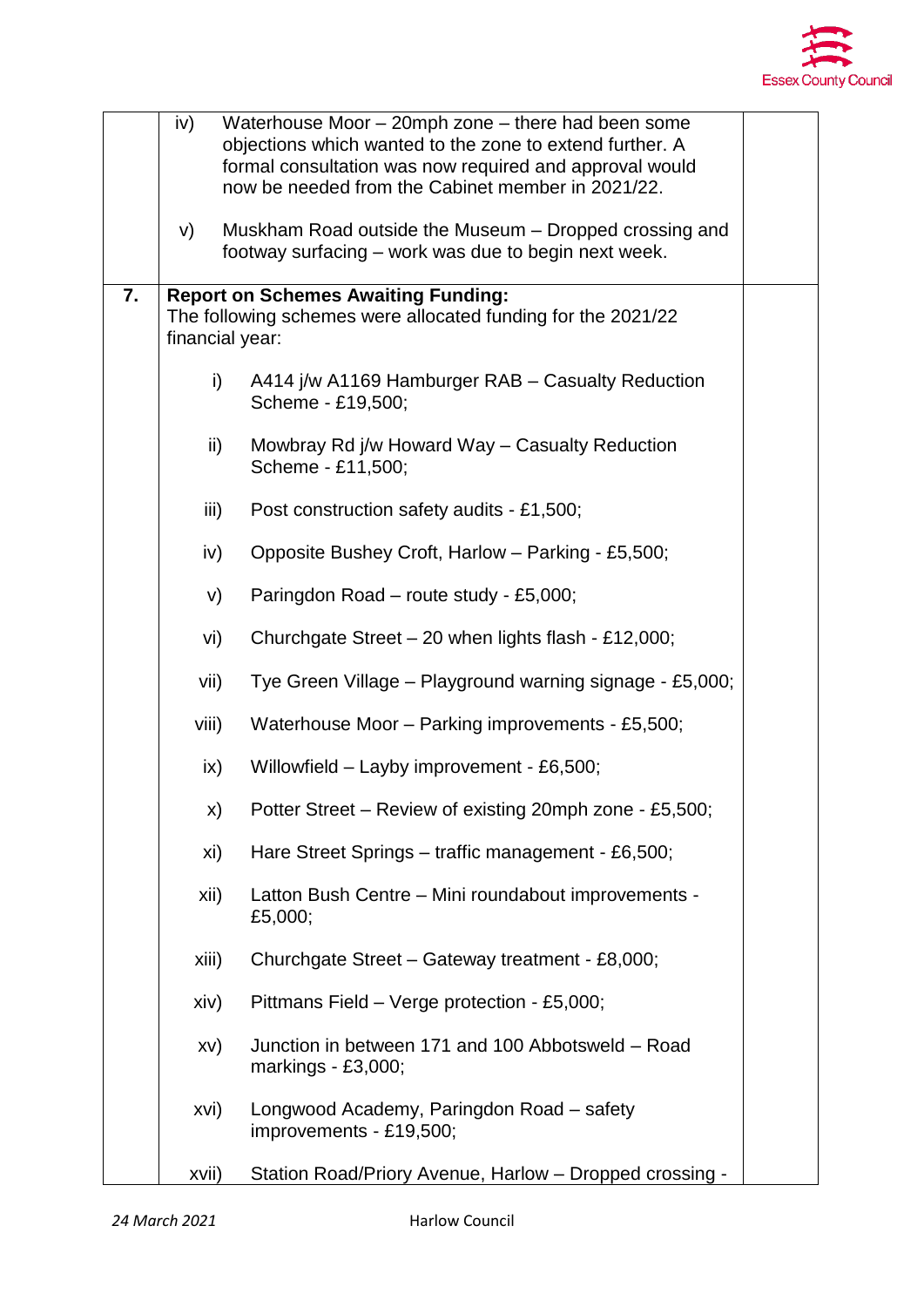| | | |
|---|---|---|
| | iv) Waterhouse Moor – 20mph zone – there had been some objections which wanted to the zone to extend further. A formal consultation was now required and approval would now be needed from the Cabinet member in 2021/22.<br><br>v) Muskham Road outside the Museum – Dropped crossing and footway surfacing – work was due to begin next week. | |
| **7.** | **Report on Schemes Awaiting Funding:**<br>The following schemes were allocated funding for the 2021/22 financial year:<br><br>i) A414 j/w A1169 Hamburger RAB – Casualty Reduction Scheme - £19,500;<br><br>ii) Mowbray Rd j/w Howard Way – Casualty Reduction Scheme - £11,500;<br><br>iii) Post construction safety audits - £1,500;<br><br>iv) Opposite Bushey Croft, Harlow – Parking - £5,500;<br><br>v) Paringdon Road – route study - £5,000;<br><br>vi) Churchgate Street – 20 when lights flash - £12,000;<br><br>vii) Tye Green Village – Playground warning signage - £5,000;<br><br>viii) Waterhouse Moor – Parking improvements - £5,500;<br><br>ix) Willowfield – Layby improvement - £6,500;<br><br>x) Potter Street – Review of existing 20mph zone - £5,500;<br><br>xi) Hare Street Springs – traffic management - £6,500;<br><br>xii) Latton Bush Centre – Mini roundabout improvements - £5,000;<br><br>xiii) Churchgate Street – Gateway treatment - £8,000;<br><br>xiv) Pittmans Field – Verge protection - £5,000;<br><br>xv) Junction in between 171 and 100 Abbotsweld – Road markings - £3,000;<br><br>xvi) Longwood Academy, Paringdon Road – safety improvements - £19,500;<br><br>xvii) Station Road/Priory Avenue, Harlow – Dropped crossing - | |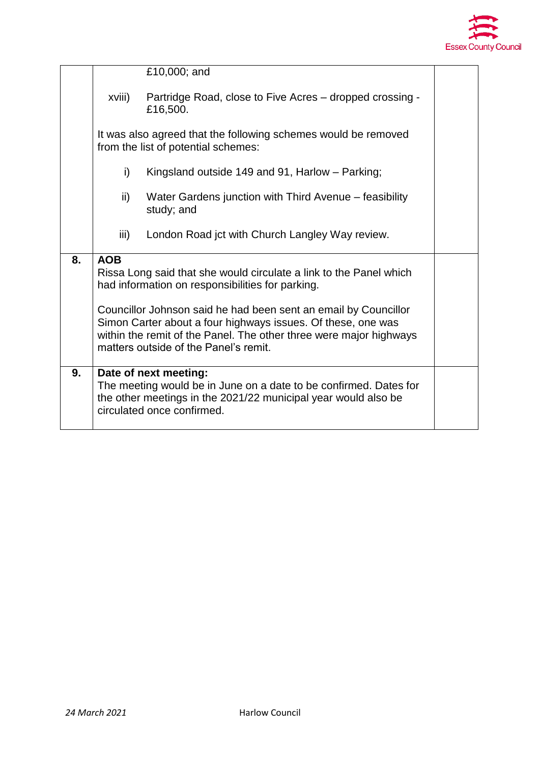| | | |
|---|---|---|
| | £10,000; and<br><br>xviii) Partridge Road, close to Five Acres – dropped crossing - £16,500.<br><br>It was also agreed that the following schemes would be removed from the list of potential schemes:<br><br>i) Kingsland outside 149 and 91, Harlow – Parking;<br><br>ii) Water Gardens junction with Third Avenue – feasibility study; and<br><br>iii) London Road jct with Church Langley Way review. | |
| **8.** | **AOB**<br>Rissa Long said that she would circulate a link to the Panel which had information on responsibilities for parking.<br><br>Councillor Johnson said he had been sent an email by Councillor Simon Carter about a four highways issues. Of these, one was within the remit of the Panel. The other three were major highways matters outside of the Panel's remit. | |
| **9.** | **Date of next meeting:**<br>The meeting would be in June on a date to be confirmed. Dates for the other meetings in the 2021/22 municipal year would also be circulated once confirmed. | |